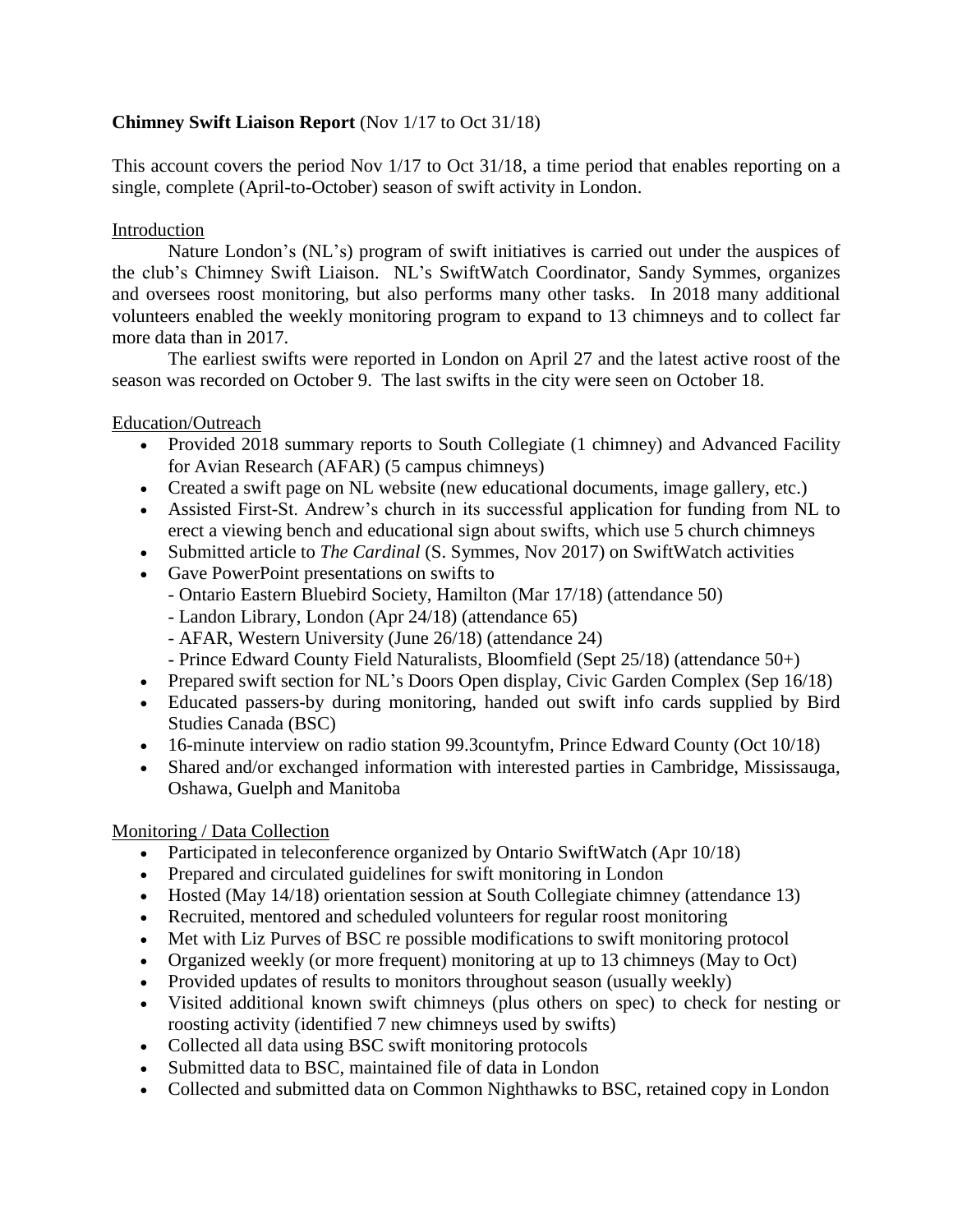**Chimney Swift Liaison Report** (Nov 1/17 to Oct 31/18)

This account covers the period Nov 1/17 to Oct 31/18, a time period that enables reporting on a single, complete (April-to-October) season of swift activity in London.

## Introduction

Nature London's (NL's) program of swift initiatives is carried out under the auspices of the club's Chimney Swift Liaison. NL's SwiftWatch Coordinator, Sandy Symmes, organizes and oversees roost monitoring, but also performs many other tasks. In 2018 many additional volunteers enabled the weekly monitoring program to expand to 13 chimneys and to collect far more data than in 2017.

The earliest swifts were reported in London on April 27 and the latest active roost of the season was recorded on October 9. The last swifts in the city were seen on October 18.

## Education/Outreach

- Provided 2018 summary reports to South Collegiate (1 chimney) and Advanced Facility for Avian Research (AFAR) (5 campus chimneys)
- Created a swift page on NL website (new educational documents, image gallery, etc.)
- Assisted First-St. Andrew's church in its successful application for funding from NL to erect a viewing bench and educational sign about swifts, which use 5 church chimneys
- Submitted article to *The Cardinal* (S. Symmes, Nov 2017) on SwiftWatch activities
- Gave PowerPoint presentations on swifts to
  - Ontario Eastern Bluebird Society, Hamilton (Mar 17/18) (attendance 50)
  - London Library, London (Apr 24/18) (attendance 65)
  - AFAR, Western University (June 26/18) (attendance 24)
  - Prince Edward County Field Naturalists, Bloomfield (Sept 25/18) (attendance 50+)
- Prepared swift section for NL's Doors Open display, Civic Garden Complex (Sep 16/18)
- Educated passers-by during monitoring, handed out swift info cards supplied by Bird Studies Canada (BSC)
- 16-minute interview on radio station 99.3countyfm, Prince Edward County (Oct 10/18)
- Shared and/or exchanged information with interested parties in Cambridge, Mississauga, Oshawa, Guelph and Manitoba

## Monitoring / Data Collection

- Participated in teleconference organized by Ontario SwiftWatch (Apr 10/18)
- Prepared and circulated guidelines for swift monitoring in London
- Hosted (May 14/18) orientation session at South Collegiate chimney (attendance 13)
- Recruited, mentored and scheduled volunteers for regular roost monitoring
- Met with Liz Purves of BSC re possible modifications to swift monitoring protocol
- Organized weekly (or more frequent) monitoring at up to 13 chimneys (May to Oct)
- Provided updates of results to monitors throughout season (usually weekly)
- Visited additional known swift chimneys (plus others on spec) to check for nesting or roosting activity (identified 7 new chimneys used by swifts)
- Collected all data using BSC swift monitoring protocols
- Submitted data to BSC, maintained file of data in London
- Collected and submitted data on Common Nighthawks to BSC, retained copy in London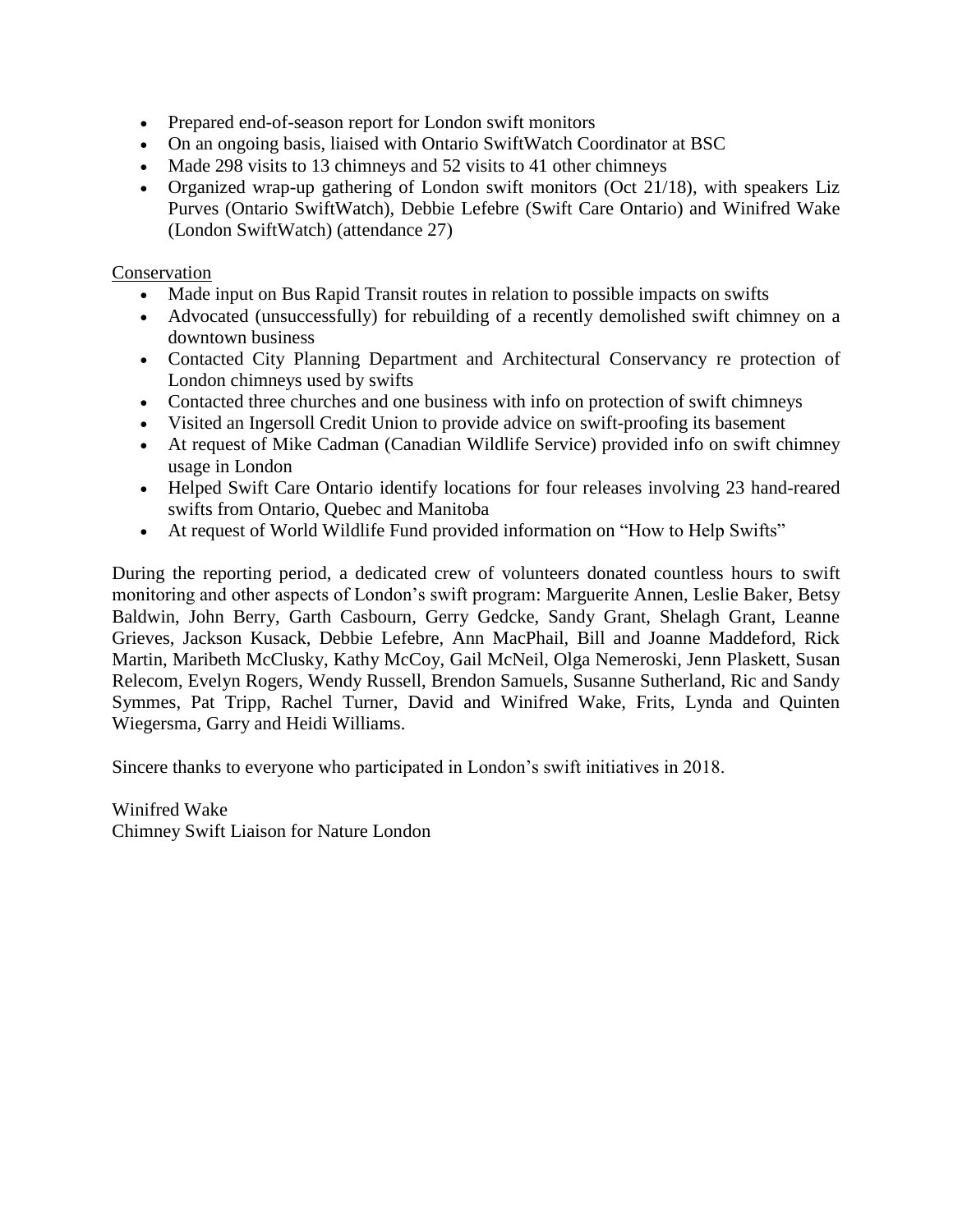- Prepared end-of-season report for London swift monitors
- On an ongoing basis, liaised with Ontario SwiftWatch Coordinator at BSC
- Made 298 visits to 13 chimneys and 52 visits to 41 other chimneys
- Organized wrap-up gathering of London swift monitors (Oct 21/18), with speakers Liz Purves (Ontario SwiftWatch), Debbie Lefebre (Swift Care Ontario) and Winifred Wake (London SwiftWatch) (attendance 27)

<u>Conservation</u>

- Made input on Bus Rapid Transit routes in relation to possible impacts on swifts
- Advocated (unsuccessfully) for rebuilding of a recently demolished swift chimney on a downtown business
- Contacted City Planning Department and Architectural Conservancy re protection of London chimneys used by swifts
- Contacted three churches and one business with info on protection of swift chimneys
- Visited an Ingersoll Credit Union to provide advice on swift-proofing its basement
- At request of Mike Cadman (Canadian Wildlife Service) provided info on swift chimney usage in London
- Helped Swift Care Ontario identify locations for four releases involving 23 hand-reared swifts from Ontario, Quebec and Manitoba
- At request of World Wildlife Fund provided information on "How to Help Swifts"

During the reporting period, a dedicated crew of volunteers donated countless hours to swift monitoring and other aspects of London's swift program: Marguerite Annen, Leslie Baker, Betsy Baldwin, John Berry, Garth Casbourn, Gerry Gedcke, Sandy Grant, Shelagh Grant, Leanne Grieves, Jackson Kusack, Debbie Lefebre, Ann MacPhail, Bill and Joanne Maddeford, Rick Martin, Maribeth McClusky, Kathy McCoy, Gail McNeil, Olga Nemeroski, Jenn Plaskett, Susan Relecom, Evelyn Rogers, Wendy Russell, Brendon Samuels, Susanne Sutherland, Ric and Sandy Symmes, Pat Tripp, Rachel Turner, David and Winifred Wake, Frits, Lynda and Quinten Wiegersma, Garry and Heidi Williams.

Sincere thanks to everyone who participated in London's swift initiatives in 2018.

Winifred Wake  
Chimney Swift Liaison for Nature London